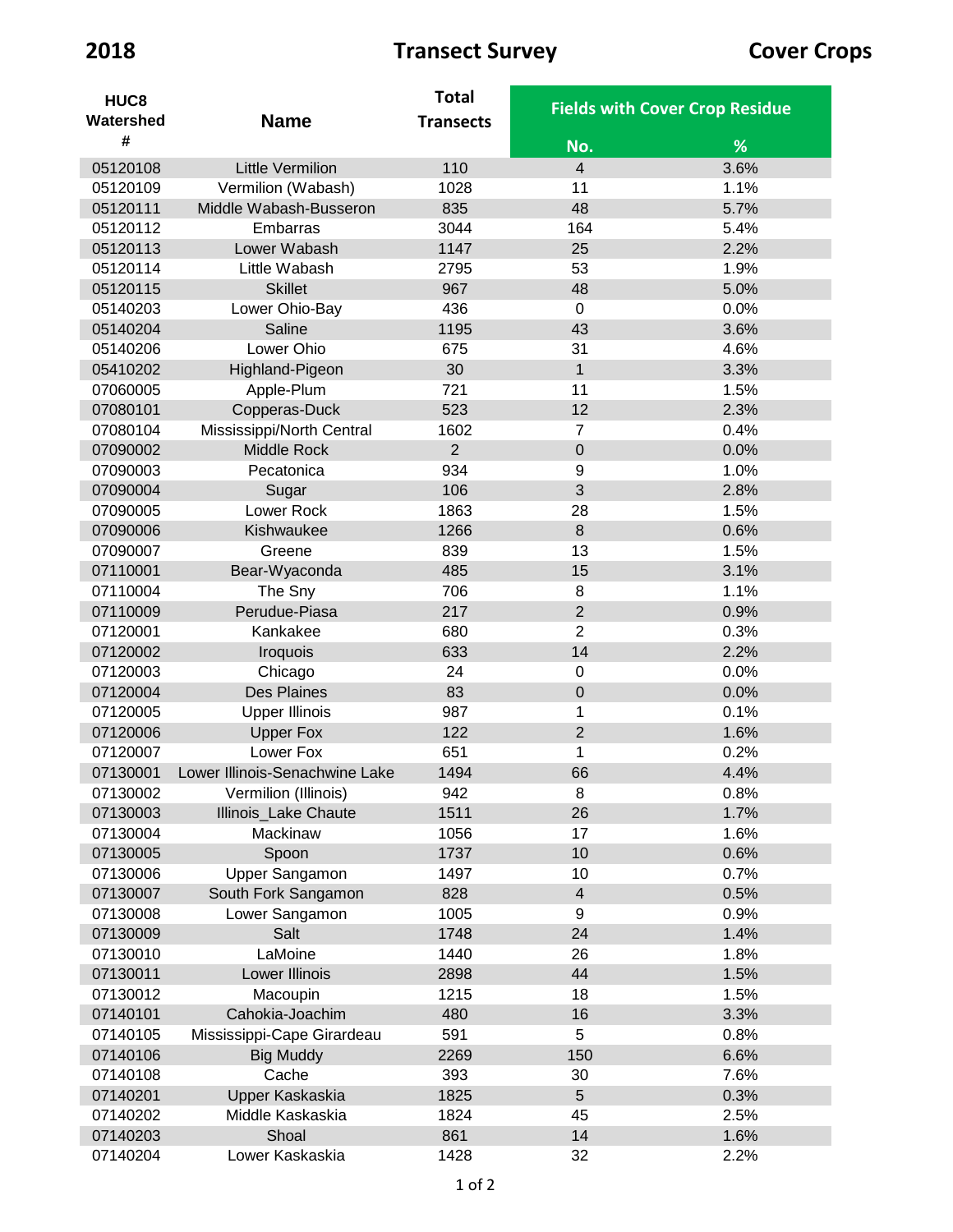**2018** **Transect Survey** **Cover Crops**

| HUC8 Watershed # | Name | Total Transects | Fields with Cover Crop Residue | |
|---|---|---|---|---|
| | | | No. | % |
| 05120108 | Little Vermilion | 110 | 4 | 3.6% |
| 05120109 | Vermilion (Wabash) | 1028 | 11 | 1.1% |
| 05120111 | Middle Wabash-Busseron | 835 | 48 | 5.7% |
| 05120112 | Embarras | 3044 | 164 | 5.4% |
| 05120113 | Lower Wabash | 1147 | 25 | 2.2% |
| 05120114 | Little Wabash | 2795 | 53 | 1.9% |
| 05120115 | Skillet | 967 | 48 | 5.0% |
| 05140203 | Lower Ohio-Bay | 436 | 0 | 0.0% |
| 05140204 | Saline | 1195 | 43 | 3.6% |
| 05140206 | Lower Ohio | 675 | 31 | 4.6% |
| 05410202 | Highland-Pigeon | 30 | 1 | 3.3% |
| 07060005 | Apple-Plum | 721 | 11 | 1.5% |
| 07080101 | Copperas-Duck | 523 | 12 | 2.3% |
| 07080104 | Mississippi/North Central | 1602 | 7 | 0.4% |
| 07090002 | Middle Rock | 2 | 0 | 0.0% |
| 07090003 | Pecatonica | 934 | 9 | 1.0% |
| 07090004 | Sugar | 106 | 3 | 2.8% |
| 07090005 | Lower Rock | 1863 | 28 | 1.5% |
| 07090006 | Kishwaukee | 1266 | 8 | 0.6% |
| 07090007 | Greene | 839 | 13 | 1.5% |
| 07110001 | Bear-Wyaconda | 485 | 15 | 3.1% |
| 07110004 | The Sny | 706 | 8 | 1.1% |
| 07110009 | Perudue-Piasa | 217 | 2 | 0.9% |
| 07120001 | Kankakee | 680 | 2 | 0.3% |
| 07120002 | Iroquois | 633 | 14 | 2.2% |
| 07120003 | Chicago | 24 | 0 | 0.0% |
| 07120004 | Des Plaines | 83 | 0 | 0.0% |
| 07120005 | Upper Illinois | 987 | 1 | 0.1% |
| 07120006 | Upper Fox | 122 | 2 | 1.6% |
| 07120007 | Lower Fox | 651 | 1 | 0.2% |
| 07130001 | Lower Illinois-Senachwine Lake | 1494 | 66 | 4.4% |
| 07130002 | Vermilion (Illinois) | 942 | 8 | 0.8% |
| 07130003 | Illinois_Lake Chaute | 1511 | 26 | 1.7% |
| 07130004 | Mackinaw | 1056 | 17 | 1.6% |
| 07130005 | Spoon | 1737 | 10 | 0.6% |
| 07130006 | Upper Sangamon | 1497 | 10 | 0.7% |
| 07130007 | South Fork Sangamon | 828 | 4 | 0.5% |
| 07130008 | Lower Sangamon | 1005 | 9 | 0.9% |
| 07130009 | Salt | 1748 | 24 | 1.4% |
| 07130010 | LaMoine | 1440 | 26 | 1.8% |
| 07130011 | Lower Illinois | 2898 | 44 | 1.5% |
| 07130012 | Macoupin | 1215 | 18 | 1.5% |
| 07140101 | Cahokia-Joachim | 480 | 16 | 3.3% |
| 07140105 | Mississippi-Cape Girardeau | 591 | 5 | 0.8% |
| 07140106 | Big Muddy | 2269 | 150 | 6.6% |
| 07140108 | Cache | 393 | 30 | 7.6% |
| 07140201 | Upper Kaskaskia | 1825 | 5 | 0.3% |
| 07140202 | Middle Kaskaskia | 1824 | 45 | 2.5% |
| 07140203 | Shoal | 861 | 14 | 1.6% |
| 07140204 | Lower Kaskaskia | 1428 | 32 | 2.2% |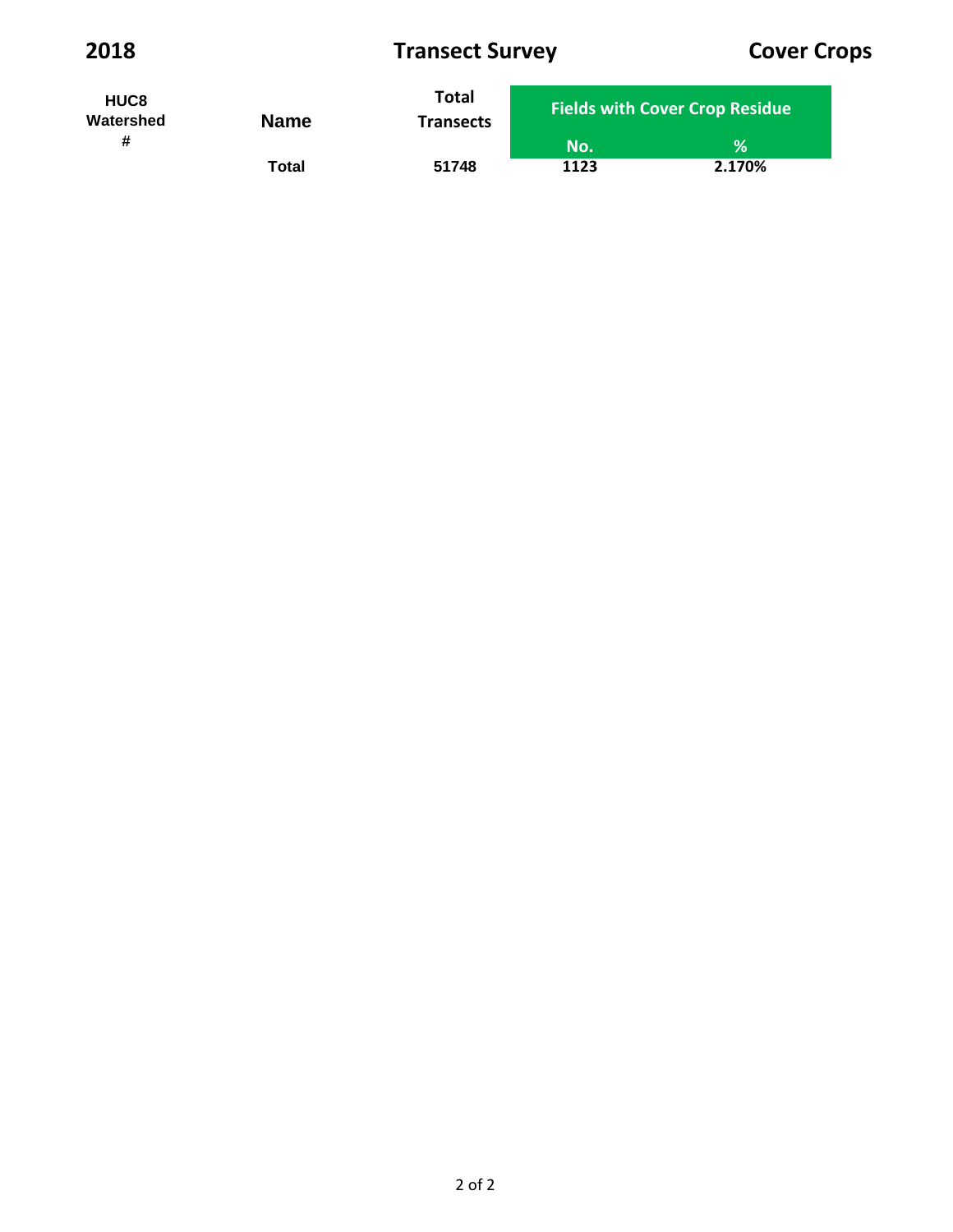**2018** **Transect Survey** **Cover Crops**

| HUC8 Watershed # | Name | Total Transects | Fields with Cover Crop Residue | |
|---|---|---|---|---|
| | | | No. | % |
| | **Total** | **51748** | **1123** | **2.170%** |